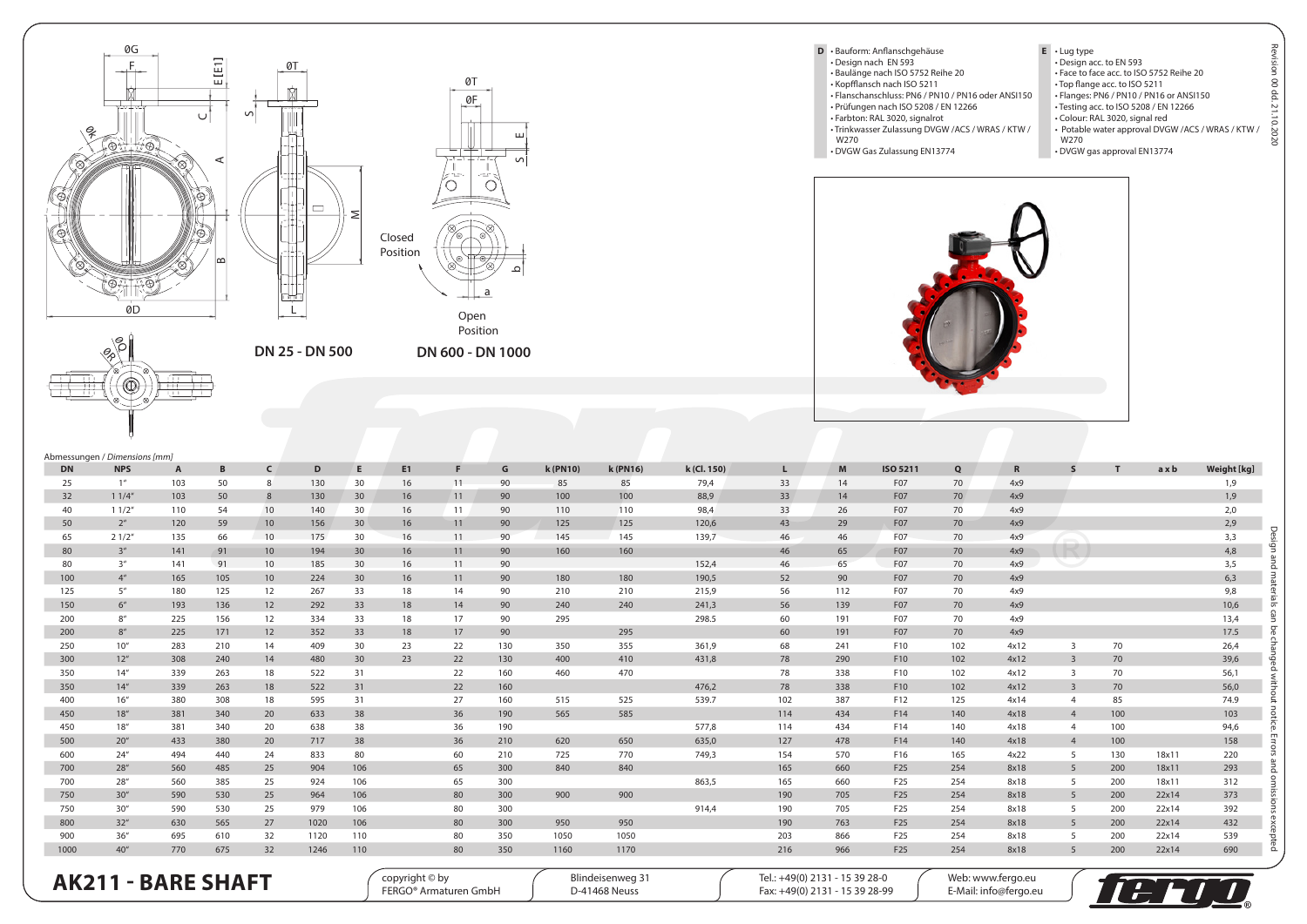**D**
- Bauform: Anflanschgehäuse
- Design nach EN 593
- Baulänge nach ISO 5752 Reihe 20
- Kopfflansch nach ISO 5211
- Flanschanschluss: PN6 / PN10 / PN16 oder ANSI150
- Prüfungen nach ISO 5208 / EN 12266
- Farbton: RAL 3020, signalrot
- Trinkwasser Zulassung DVGW /ACS / WRAS / KTW / W270
- DVGW Gas Zulassung EN13774

**E**
- Lug type
- Design acc. to EN 593
- Face to face acc. to ISO 5752 Reihe 20
- Top flange acc. to ISO 5211
- Flanges: PN6 / PN10 / PN16 or ANSI150
- Testing acc. to ISO 5208 / EN 12266
- Colour: RAL 3020, signal red
- Potable water approval DVGW /ACS / WRAS / KTW / W270
- DVGW gas approval EN13774

Revision 00 dd. 21.10.2020

DN 25 - DN 500

DN 600 - DN 1000

Closed Position

Open Position

Abmessungen / *Dimensions [mm]*

| DN | NPS | A | B | C | D | E | E1 | F | G | k (PN10) | k (PN16) | k (Cl. 150) | L | M | ISO 5211 | Q | R | S | T | a x b | Weight [kg] |
|---|---|---|---|---|---|---|---|---|---|---|---|---|---|---|---|---|---|---|---|---|---|
| 25 | 1" | 103 | 50 | 8 | 130 | 30 | 16 | 11 | 90 | 85 | 85 | 79,4 | 33 | 14 | F07 | 70 | 4x9 | | | | 1,9 |
| 32 | 1 1/4" | 103 | 50 | 8 | 130 | 30 | 16 | 11 | 90 | 100 | 100 | 88,9 | 33 | 14 | F07 | 70 | 4x9 | | | | 1,9 |
| 40 | 1 1/2" | 110 | 54 | 10 | 140 | 30 | 16 | 11 | 90 | 110 | 110 | 98,4 | 33 | 26 | F07 | 70 | 4x9 | | | | 2,0 |
| 50 | 2" | 120 | 59 | 10 | 156 | 30 | 16 | 11 | 90 | 125 | 125 | 120,6 | 43 | 29 | F07 | 70 | 4x9 | | | | 2,9 |
| 65 | 2 1/2" | 135 | 66 | 10 | 175 | 30 | 16 | 11 | 90 | 145 | 145 | 139,7 | 46 | 46 | F07 | 70 | 4x9 | | | | 3,3 |
| 80 | 3" | 141 | 91 | 10 | 194 | 30 | 16 | 11 | 90 | 160 | 160 | | 46 | 65 | F07 | 70 | 4x9 | | | | 4,8 |
| 80 | 3" | 141 | 91 | 10 | 185 | 30 | 16 | 11 | 90 | | | 152,4 | 46 | 65 | F07 | 70 | 4x9 | | | | 3,5 |
| 100 | 4" | 165 | 105 | 10 | 224 | 30 | 16 | 11 | 90 | 180 | 180 | 190,5 | 52 | 90 | F07 | 70 | 4x9 | | | | 6,3 |
| 125 | 5" | 180 | 125 | 12 | 267 | 33 | 18 | 14 | 90 | 210 | 210 | 215,9 | 56 | 112 | F07 | 70 | 4x9 | | | | 9,8 |
| 150 | 6" | 193 | 136 | 12 | 292 | 33 | 18 | 14 | 90 | 240 | 240 | 241,3 | 56 | 139 | F07 | 70 | 4x9 | | | | 10,6 |
| 200 | 8" | 225 | 156 | 12 | 334 | 33 | 18 | 17 | 90 | 295 | | 298.5 | 60 | 191 | F07 | 70 | 4x9 | | | | 13,4 |
| 200 | 8" | 225 | 171 | 12 | 352 | 33 | 18 | 17 | 90 | | 295 | | 60 | 191 | F07 | 70 | 4x9 | | | | 17.5 |
| 250 | 10" | 283 | 210 | 14 | 409 | 30 | 23 | 22 | 130 | 350 | 355 | 361,9 | 68 | 241 | F10 | 102 | 4x12 | 3 | 70 | | 26,4 |
| 300 | 12" | 308 | 240 | 14 | 480 | 30 | 23 | 22 | 130 | 400 | 410 | 431,8 | 78 | 290 | F10 | 102 | 4x12 | 3 | 70 | | 39,6 |
| 350 | 14" | 339 | 263 | 18 | 522 | 31 | | 22 | 160 | 460 | 470 | | 78 | 338 | F10 | 102 | 4x12 | 3 | 70 | | 56,1 |
| 350 | 14" | 339 | 263 | 18 | 522 | 31 | | 22 | 160 | | | 476,2 | 78 | 338 | F10 | 102 | 4x12 | 3 | 70 | | 56,0 |
| 400 | 16" | 380 | 308 | 18 | 595 | 31 | | 27 | 160 | 515 | 525 | 539.7 | 102 | 387 | F12 | 125 | 4x14 | 4 | 85 | | 74.9 |
| 450 | 18" | 381 | 340 | 20 | 633 | 38 | | 36 | 190 | 565 | 585 | | 114 | 434 | F14 | 140 | 4x18 | 4 | 100 | | 103 |
| 450 | 18" | 381 | 340 | 20 | 638 | 38 | | 36 | 190 | | | 577,8 | 114 | 434 | F14 | 140 | 4x18 | 4 | 100 | | 94,6 |
| 500 | 20" | 433 | 380 | 20 | 717 | 38 | | 36 | 210 | 620 | 650 | 635,0 | 127 | 478 | F14 | 140 | 4x18 | 4 | 100 | | 158 |
| 600 | 24" | 494 | 440 | 24 | 833 | 80 | | 60 | 210 | 725 | 770 | 749,3 | 154 | 570 | F16 | 165 | 4x22 | 5 | 130 | 18x11 | 220 |
| 700 | 28" | 560 | 485 | 25 | 904 | 106 | | 65 | 300 | 840 | 840 | | 165 | 660 | F25 | 254 | 8x18 | 5 | 200 | 18x11 | 293 |
| 700 | 28" | 560 | 385 | 25 | 924 | 106 | | 65 | 300 | | | 863,5 | 165 | 660 | F25 | 254 | 8x18 | 5 | 200 | 18x11 | 312 |
| 750 | 30" | 590 | 530 | 25 | 964 | 106 | | 80 | 300 | 900 | 900 | | 190 | 705 | F25 | 254 | 8x18 | 5 | 200 | 22x14 | 373 |
| 750 | 30" | 590 | 530 | 25 | 979 | 106 | | 80 | 300 | | | 914,4 | 190 | 705 | F25 | 254 | 8x18 | 5 | 200 | 22x14 | 392 |
| 800 | 32" | 630 | 565 | 27 | 1020 | 106 | | 80 | 300 | 950 | 950 | | 190 | 763 | F25 | 254 | 8x18 | 5 | 200 | 22x14 | 432 |
| 900 | 36" | 695 | 610 | 32 | 1120 | 110 | | 80 | 350 | 1050 | 1050 | | 203 | 866 | F25 | 254 | 8x18 | 5 | 200 | 22x14 | 539 |
| 1000 | 40" | 770 | 675 | 32 | 1246 | 110 | | 80 | 350 | 1160 | 1170 | | 216 | 966 | F25 | 254 | 8x18 | 5 | 200 | 22x14 | 690 |

Design and materials can be changed without notice. Errors and omissions excepted

# AK211 - BARE SHAFT

copyright © by FERGO® Armaturen GmbH

Blindeisenweg 31
D-41468 Neuss

Tel.: +49(0) 2131 - 15 39 28-0
Fax: +49(0) 2131 - 15 39 28-99

Web: www.fergo.eu
E-Mail: info@fergo.eu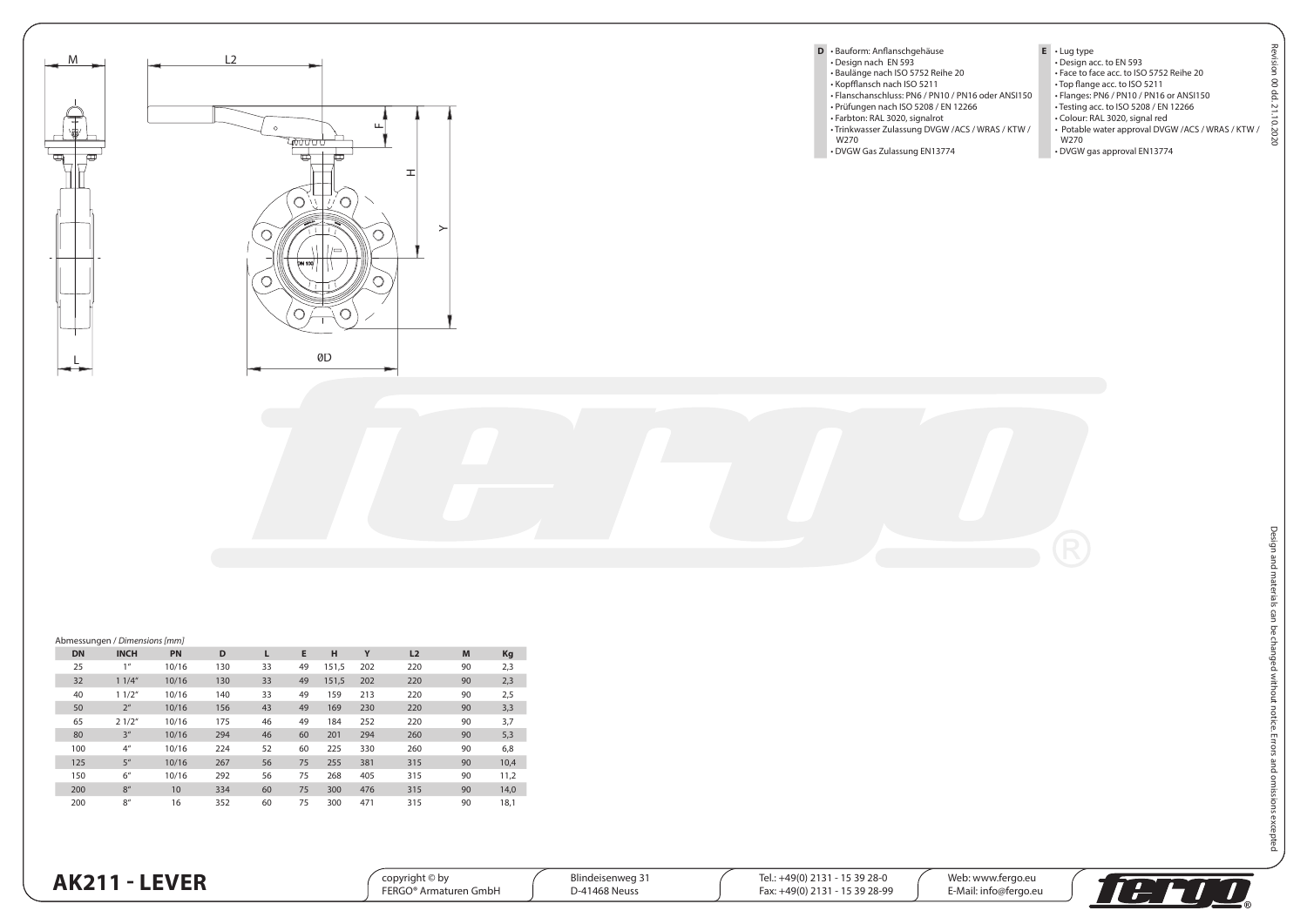**D**
- Bauform: Anflanschgehäuse
- Design nach EN 593
- Baulänge nach ISO 5752 Reihe 20
- Kopfflansch nach ISO 5211
- Flanschanschluss: PN6 / PN10 / PN16 oder ANSI150
- Prüfungen nach ISO 5208 / EN 12266
- Farbton: RAL 3020, signalrot
- Trinkwasser Zulassung DVGW /ACS / WRAS / KTW / W270
- DVGW Gas Zulassung EN13774

**E**
- Lug type
- Design acc. to EN 593
- Face to face acc. to ISO 5752 Reihe 20
- Top flange acc. to ISO 5211
- Flanges: PN6 / PN10 / PN16 or ANSI150
- Testing acc. to ISO 5208 / EN 12266
- Colour: RAL 3020, signal red
- Potable water approval DVGW /ACS / WRAS / KTW / W270
- DVGW gas approval EN13774

Abmessungen / *Dimensions [mm]*

| DN | INCH | PN | D | L | E | H | Y | L2 | M | Kg |
|---|---|---|---|---|---|---|---|---|---|---|
| 25 | 1" | 10/16 | 130 | 33 | 49 | 151,5 | 202 | 220 | 90 | 2,3 |
| 32 | 1 1/4" | 10/16 | 130 | 33 | 49 | 151,5 | 202 | 220 | 90 | 2,3 |
| 40 | 1 1/2" | 10/16 | 140 | 33 | 49 | 159 | 213 | 220 | 90 | 2,5 |
| 50 | 2" | 10/16 | 156 | 43 | 49 | 169 | 230 | 220 | 90 | 3,3 |
| 65 | 2 1/2" | 10/16 | 175 | 46 | 49 | 184 | 252 | 220 | 90 | 3,7 |
| 80 | 3" | 10/16 | 294 | 46 | 60 | 201 | 294 | 260 | 90 | 5,3 |
| 100 | 4" | 10/16 | 224 | 52 | 60 | 225 | 330 | 260 | 90 | 6,8 |
| 125 | 5" | 10/16 | 267 | 56 | 75 | 255 | 381 | 315 | 90 | 10,4 |
| 150 | 6" | 10/16 | 292 | 56 | 75 | 268 | 405 | 315 | 90 | 11,2 |
| 200 | 8" | 10 | 334 | 60 | 75 | 300 | 476 | 315 | 90 | 14,0 |
| 200 | 8" | 16 | 352 | 60 | 75 | 300 | 471 | 315 | 90 | 18,1 |

Revision 00 dd. 21.10.2020

Design and materials can be changed without notice. Errors and omissions excepted

# AK211 - LEVER

copyright © by FERGO® Armaturen GmbH | Blindeisenweg 31, D-41468 Neuss | Tel.: +49(0) 2131 - 15 39 28-0, Fax: +49(0) 2131 - 15 39 28-99 | Web: www.fergo.eu, E-Mail: info@fergo.eu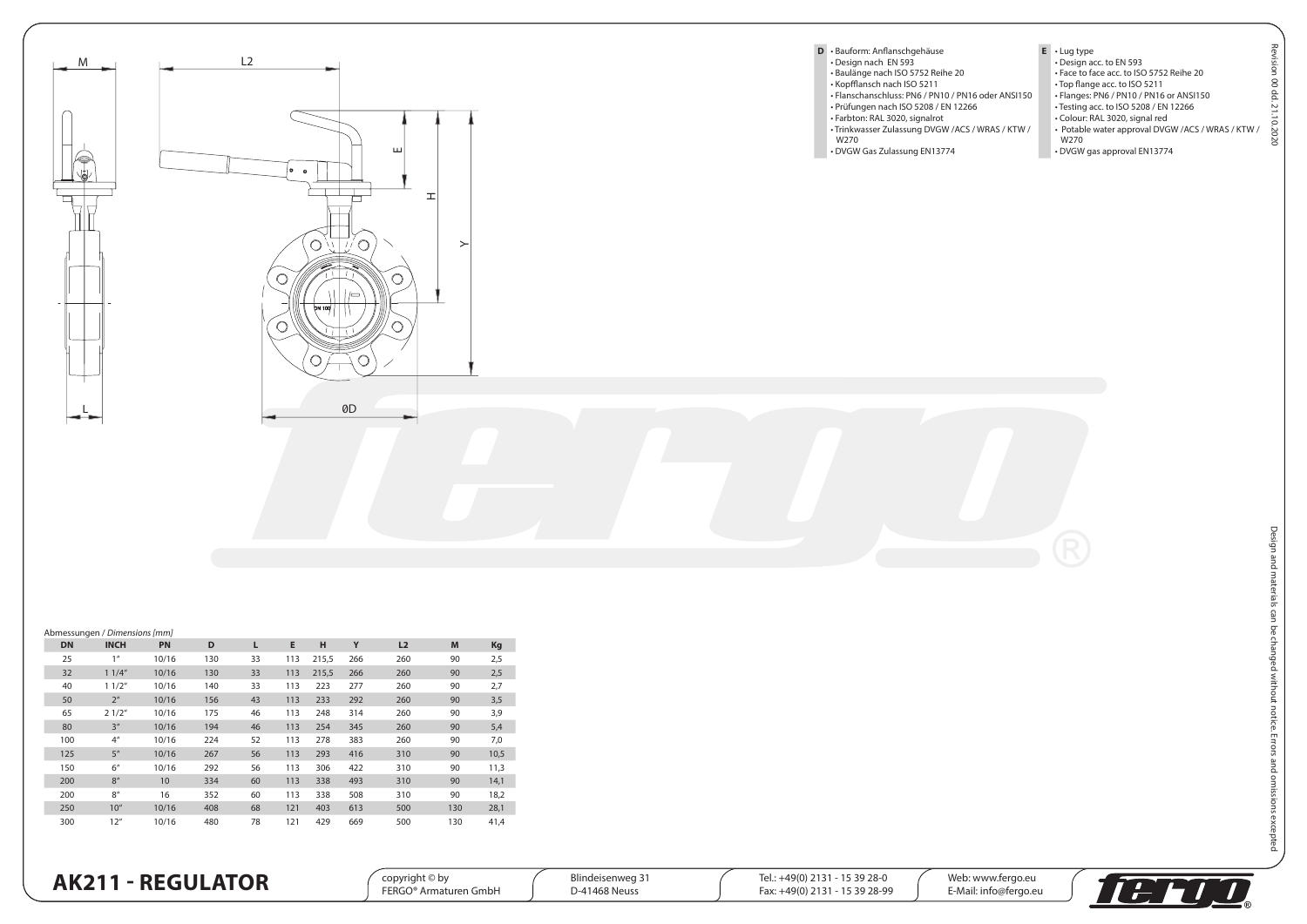# AK211 - REGULATOR

**D**
- Bauform: Anflanschgehäuse
- Design nach EN 593
- Baulänge nach ISO 5752 Reihe 20
- Kopfflansch nach ISO 5211
- Flanschanschluss: PN6 / PN10 / PN16 oder ANSI150
- Prüfungen nach ISO 5208 / EN 12266
- Farbton: RAL 3020, signalrot
- Trinkwasser Zulassung DVGW /ACS / WRAS / KTW / W270
- DVGW Gas Zulassung EN13774

**E**
- Lug type
- Design acc. to EN 593
- Face to face acc. to ISO 5752 Reihe 20
- Top flange acc. to ISO 5211
- Flanges: PN6 / PN10 / PN16 or ANSI150
- Testing acc. to ISO 5208 / EN 12266
- Colour: RAL 3020, signal red
- Potable water approval DVGW /ACS / WRAS / KTW / W270
- DVGW gas approval EN13774

Abmessungen / *Dimensions [mm]*

| DN | INCH | PN | D | L | E | H | Y | L2 | M | Kg |
|---|---|---|---|---|---|---|---|---|---|---|
| 25 | 1" | 10/16 | 130 | 33 | 113 | 215,5 | 266 | 260 | 90 | 2,5 |
| 32 | 1 1/4" | 10/16 | 130 | 33 | 113 | 215,5 | 266 | 260 | 90 | 2,5 |
| 40 | 1 1/2" | 10/16 | 140 | 33 | 113 | 223 | 277 | 260 | 90 | 2,7 |
| 50 | 2" | 10/16 | 156 | 43 | 113 | 233 | 292 | 260 | 90 | 3,5 |
| 65 | 2 1/2" | 10/16 | 175 | 46 | 113 | 248 | 314 | 260 | 90 | 3,9 |
| 80 | 3" | 10/16 | 194 | 46 | 113 | 254 | 345 | 260 | 90 | 5,4 |
| 100 | 4" | 10/16 | 224 | 52 | 113 | 278 | 383 | 260 | 90 | 7,0 |
| 125 | 5" | 10/16 | 267 | 56 | 113 | 293 | 416 | 310 | 90 | 10,5 |
| 150 | 6" | 10/16 | 292 | 56 | 113 | 306 | 422 | 310 | 90 | 11,3 |
| 200 | 8" | 10 | 334 | 60 | 113 | 338 | 493 | 310 | 90 | 14,1 |
| 200 | 8" | 16 | 352 | 60 | 113 | 338 | 508 | 310 | 90 | 18,2 |
| 250 | 10" | 10/16 | 408 | 68 | 121 | 403 | 613 | 500 | 130 | 28,1 |
| 300 | 12" | 10/16 | 480 | 78 | 121 | 429 | 669 | 500 | 130 | 41,4 |

Revision 00 dd. 21.10.2020

Design and materials can be changed without notice. Errors and omissions excepted

copyright © by FERGO® Armaturen GmbH | Blindeisenweg 31, D-41468 Neuss | Tel.: +49(0) 2131 - 15 39 28-0, Fax: +49(0) 2131 - 15 39 28-99 | Web: www.fergo.eu, E-Mail: info@fergo.eu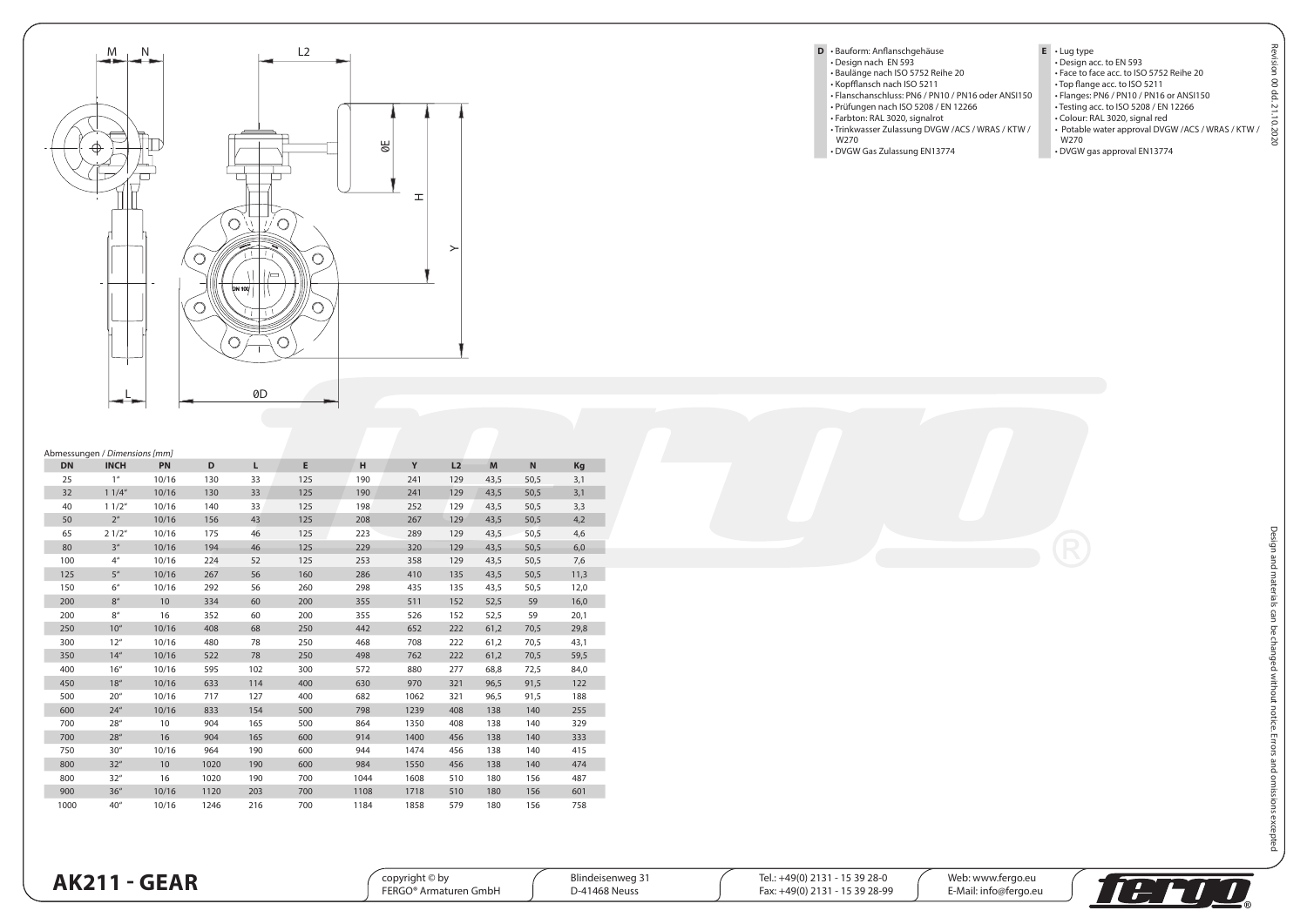**D**
- Bauform: Anflanschgehäuse
- Design nach EN 593
- Baulänge nach ISO 5752 Reihe 20
- Kopfflansch nach ISO 5211
- Flanschanschluss: PN6 / PN10 / PN16 oder ANSI150
- Prüfungen nach ISO 5208 / EN 12266
- Farbton: RAL 3020, signalrot
- Trinkwasser Zulassung DVGW /ACS / WRAS / KTW / W270
- DVGW Gas Zulassung EN13774

**E**
- Lug type
- Design acc. to EN 593
- Face to face acc. to ISO 5752 Reihe 20
- Top flange acc. to ISO 5211
- Flanges: PN6 / PN10 / PN16 or ANSI150
- Testing acc. to ISO 5208 / EN 12266
- Colour: RAL 3020, signal red
- Potable water approval DVGW /ACS / WRAS / KTW / W270
- DVGW gas approval EN13774

Abmessungen / *Dimensions [mm]*

| DN | INCH | PN | D | L | E | H | Y | L2 | M | N | Kg |
|---|---|---|---|---|---|---|---|---|---|---|---|
| 25 | 1" | 10/16 | 130 | 33 | 125 | 190 | 241 | 129 | 43,5 | 50,5 | 3,1 |
| 32 | 1 1/4" | 10/16 | 130 | 33 | 125 | 190 | 241 | 129 | 43,5 | 50,5 | 3,1 |
| 40 | 1 1/2" | 10/16 | 140 | 33 | 125 | 198 | 252 | 129 | 43,5 | 50,5 | 3,3 |
| 50 | 2" | 10/16 | 156 | 43 | 125 | 208 | 267 | 129 | 43,5 | 50,5 | 4,2 |
| 65 | 2 1/2" | 10/16 | 175 | 46 | 125 | 223 | 289 | 129 | 43,5 | 50,5 | 4,6 |
| 80 | 3" | 10/16 | 194 | 46 | 125 | 229 | 320 | 129 | 43,5 | 50,5 | 6,0 |
| 100 | 4" | 10/16 | 224 | 52 | 125 | 253 | 358 | 129 | 43,5 | 50,5 | 7,6 |
| 125 | 5" | 10/16 | 267 | 56 | 160 | 286 | 410 | 135 | 43,5 | 50,5 | 11,3 |
| 150 | 6" | 10/16 | 292 | 56 | 260 | 298 | 435 | 135 | 43,5 | 50,5 | 12,0 |
| 200 | 8" | 10 | 334 | 60 | 200 | 355 | 511 | 152 | 52,5 | 59 | 16,0 |
| 200 | 8" | 16 | 352 | 60 | 200 | 355 | 526 | 152 | 52,5 | 59 | 20,1 |
| 250 | 10" | 10/16 | 408 | 68 | 250 | 442 | 652 | 222 | 61,2 | 70,5 | 29,8 |
| 300 | 12" | 10/16 | 480 | 78 | 250 | 468 | 708 | 222 | 61,2 | 70,5 | 43,1 |
| 350 | 14" | 10/16 | 522 | 78 | 250 | 498 | 762 | 222 | 61,2 | 70,5 | 59,5 |
| 400 | 16" | 10/16 | 595 | 102 | 300 | 572 | 880 | 277 | 68,8 | 72,5 | 84,0 |
| 450 | 18" | 10/16 | 633 | 114 | 400 | 630 | 970 | 321 | 96,5 | 91,5 | 122 |
| 500 | 20" | 10/16 | 717 | 127 | 400 | 682 | 1062 | 321 | 96,5 | 91,5 | 188 |
| 600 | 24" | 10/16 | 833 | 154 | 500 | 798 | 1239 | 408 | 138 | 140 | 255 |
| 700 | 28" | 10 | 904 | 165 | 500 | 864 | 1350 | 408 | 138 | 140 | 329 |
| 700 | 28" | 16 | 904 | 165 | 600 | 914 | 1400 | 456 | 138 | 140 | 333 |
| 750 | 30" | 10/16 | 964 | 190 | 600 | 944 | 1474 | 456 | 138 | 140 | 415 |
| 800 | 32" | 10 | 1020 | 190 | 600 | 984 | 1550 | 456 | 138 | 140 | 474 |
| 800 | 32" | 16 | 1020 | 190 | 700 | 1044 | 1608 | 510 | 180 | 156 | 487 |
| 900 | 36" | 10/16 | 1120 | 203 | 700 | 1108 | 1718 | 510 | 180 | 156 | 601 |
| 1000 | 40" | 10/16 | 1246 | 216 | 700 | 1184 | 1858 | 579 | 180 | 156 | 758 |

Design and materials can be changed without notice. Errors and omissions excepted

# AK211 - GEAR

copyright © by FERGO® Armaturen GmbH | Blindeisenweg 31 D-41468 Neuss | Tel.: +49(0) 2131 - 15 39 28-0 Fax: +49(0) 2131 - 15 39 28-99 | Web: www.fergo.eu E-Mail: info@fergo.eu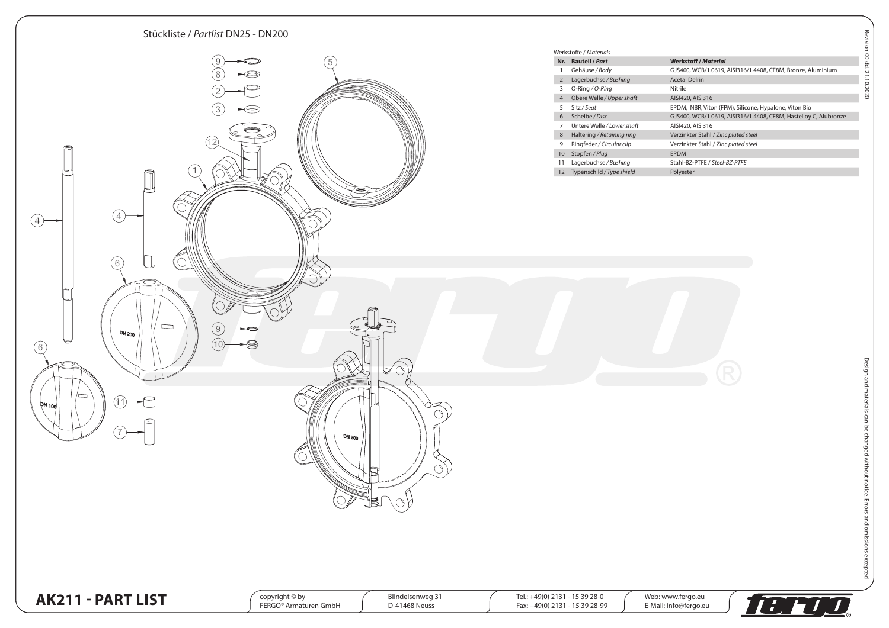# Stückliste / *Partlist* DN25 - DN200

Werkstoffe / *Materials*

| Nr. | Bauteil / *Part* | Werkstoff / *Material* |
|---|---|---|
| 1 | Gehäuse / *Body* | GJS400, WCB/1.0619, AISI316/1.4408, CF8M, Bronze, Aluminium |
| 2 | Lagerbuchse / *Bushing* | Acetal Delrin |
| 3 | O-Ring / *O-Ring* | Nitrile |
| 4 | Obere Welle / *Upper shaft* | AISI420, AISI316 |
| 5 | Sitz / *Seat* | EPDM, NBR, Viton (FPM), Silicone, Hypalone, Viton Bio |
| 6 | Scheibe / *Disc* | GJS400, WCB/1.0619, AISI316/1.4408, CF8M, Hastelloy C, Alubronze |
| 7 | Untere Welle / *Lower shaft* | AISI420, AISI316 |
| 8 | Haltering / *Retaining ring* | Verzinkter Stahl / *Zinc plated steel* |
| 9 | Ringfeder / *Circular clip* | Verzinkter Stahl / *Zinc plated steel* |
| 10 | Stopfen / *Plug* | EPDM |
| 11 | Lagerbuchse / *Bushing* | Stahl-BZ-PTFE / *Steel-BZ-PTFE* |
| 12 | Typenschild / *Type shield* | Polyester |

Revision 00 dd. 21.10.2020

Design and materials can be changed without notice. Errors and omissions excepted

## AK211 - PART LIST

copyright © by
FERGO® Armaturen GmbH

Blindeisenweg 31
D-41468 Neuss

Tel.: +49(0) 2131 - 15 39 28-0
Fax: +49(0) 2131 - 15 39 28-99

Web: www.fergo.eu
E-Mail: info@fergo.eu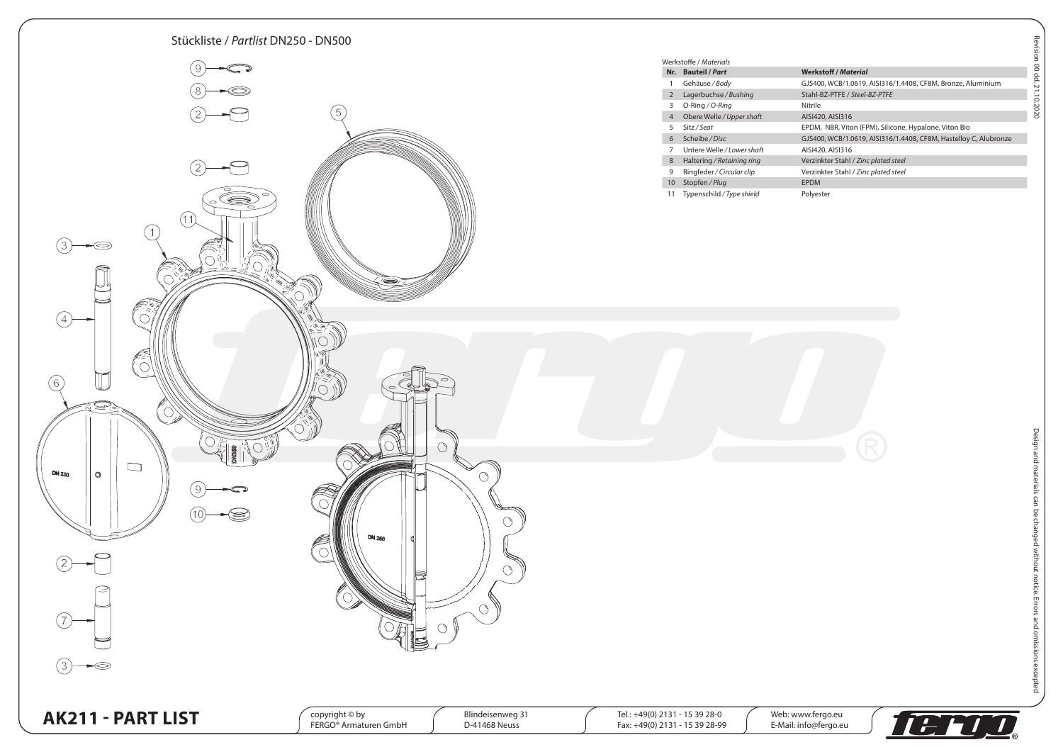# Stückliste / *Partlist* DN250 - DN500

Werkstoffe / *Materials*

| Nr. | Bauteil / *Part* | Werkstoff / *Material* |
|---|---|---|
| 1 | Gehäuse / *Body* | GJS400, WCB/1.0619, AISI316/1.4408, CF8M, Bronze, Aluminium |
| 2 | Lagerbuchse / *Bushing* | Stahl-BZ-PTFE / *Steel-BZ-PTFE* |
| 3 | O-Ring / *O-Ring* | Nitrile |
| 4 | Obere Welle / *Upper shaft* | AISI420, AISI316 |
| 5 | Sitz / *Seat* | EPDM, NBR, Viton (FPM), Silicone, Hypalone, Viton Bio |
| 6 | Scheibe / *Disc* | GJS400, WCB/1.0619, AISI316/1.4408, CF8M, Hastelloy C, Alubronze |
| 7 | Untere Welle / *Lower shaft* | AISI420, AISI316 |
| 8 | Haltering / *Retaining ring* | Verzinkter Stahl / *Zinc plated steel* |
| 9 | Ringfeder / *Circular clip* | Verzinkter Stahl / *Zinc plated steel* |
| 10 | Stopfen / *Plug* | EPDM |
| 11 | Typenschild / *Type shield* | Polyester |

Revision 00 dd. 21.10.2020

Design and materials can be changed without notice. Errors and omissions excepted

## AK211 - PART LIST

copyright © by FERGO® Armaturen GmbH | Blindeisenweg 31, D-41468 Neuss | Tel.: +49(0) 2131 - 15 39 28-0, Fax: +49(0) 2131 - 15 39 28-99 | Web: www.fergo.eu, E-Mail: info@fergo.eu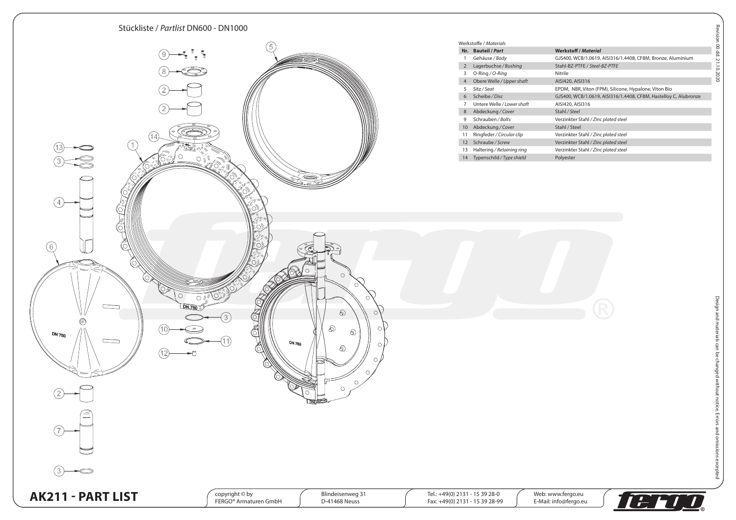## Stückliste / *Partlist* DN600 - DN1000

Werkstoffe / *Materials*

| Nr. | Bauteil / *Part* | Werkstoff / *Material* |
|---|---|---|
| 1 | Gehäuse / *Body* | GJS400, WCB/1.0619, AISI316/1.4408, CF8M, Bronze, Aluminium |
| 2 | Lagerbuchse / *Bushing* | Stahl-BZ-PTFE / *Steel-BZ-PTFE* |
| 3 | O-Ring / *O-Ring* | Nitrile |
| 4 | Obere Welle / *Upper shaft* | AISI420, AISI316 |
| 5 | Sitz / *Seat* | EPDM, NBR, Viton (FPM), Silicone, Hypalone, Viton Bio |
| 6 | Scheibe / *Disc* | GJS400, WCB/1.0619, AISI316/1.4408, CF8M, Hastelloy C, Alubronze |
| 7 | Untere Welle / *Lower shaft* | AISI420, AISI316 |
| 8 | Abdeckung / *Cover* | Stahl / *Steel* |
| 9 | Schrauben / *Bolts* | Verzinkter Stahl / *Zinc plated steel* |
| 10 | Abdeckung / *Cover* | Stahl / Steel |
| 11 | Ringfeder / *Circular clip* | Verzinkter Stahl / *Zinc plated steel* |
| 12 | Schraube / *Screw* | Verzinkter Stahl / *Zinc plated steel* |
| 13 | Haltering / *Retaining ring* | Verzinkter Stahl / *Zinc plated steel* |
| 14 | Typenschild / *Type shield* | Polyester |

Revision 00 dd. 21.10.2020

Design and materials can be changed without notice. Errors and omissions excepted

# AK211 - PART LIST

copyright © by FERGO® Armaturen GmbH | Blindeisenweg 31, D-41468 Neuss | Tel.: +49(0) 2131 - 15 39 28-0, Fax: +49(0) 2131 - 15 39 28-99 | Web: www.fergo.eu, E-Mail: info@fergo.eu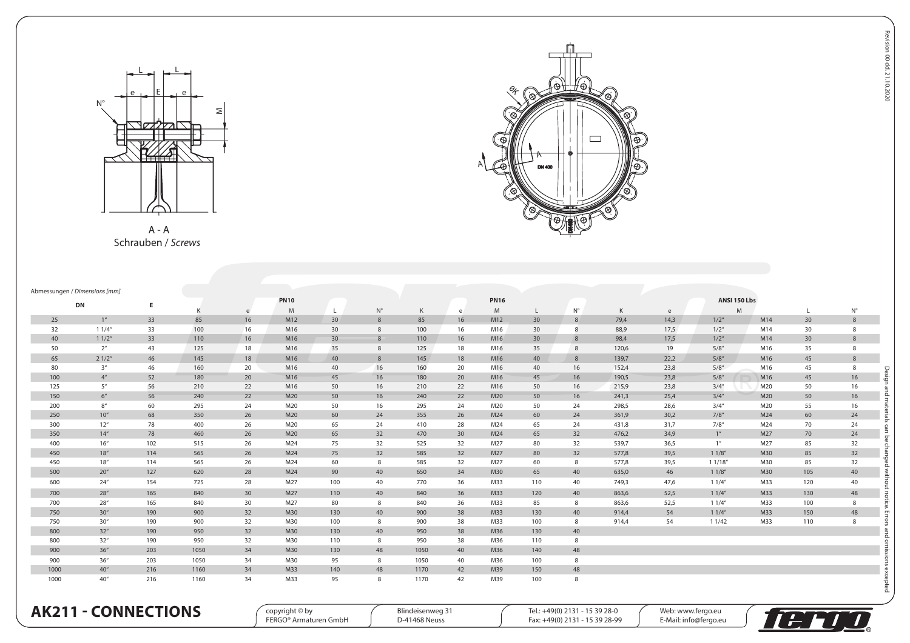A - A
Schrauben / *Screws*

Abmessungen / *Dimensions [mm]*

| DN | | E | PN10 | | | | | PN16 | | | | | ANSI 150 Lbs | | | | | |
|---|---|---|---|---|---|---|---|---|---|---|---|---|---|---|---|---|---|---|
| | | | K | e | M | L | N° | K | e | M | L | N° | K | e | M | | L | N° |
| 25 | 1" | 33 | 85 | 16 | M12 | 30 | 8 | 85 | 16 | M12 | 30 | 8 | 79,4 | 14,3 | 1/2" | M14 | 30 | 8 |
| 32 | 1 1/4" | 33 | 100 | 16 | M16 | 30 | 8 | 100 | 16 | M16 | 30 | 8 | 88,9 | 17,5 | 1/2" | M14 | 30 | 8 |
| 40 | 1 1/2" | 33 | 110 | 16 | M16 | 30 | 8 | 110 | 16 | M16 | 30 | 8 | 98,4 | 17,5 | 1/2" | M14 | 30 | 8 |
| 50 | 2" | 43 | 125 | 18 | M16 | 35 | 8 | 125 | 18 | M16 | 35 | 8 | 120,6 | 19 | 5/8" | M16 | 35 | 8 |
| 65 | 2 1/2" | 46 | 145 | 18 | M16 | 40 | 8 | 145 | 18 | M16 | 40 | 8 | 139,7 | 22,2 | 5/8" | M16 | 45 | 8 |
| 80 | 3" | 46 | 160 | 20 | M16 | 40 | 16 | 160 | 20 | M16 | 40 | 16 | 152,4 | 23,8 | 5/8" | M16 | 45 | 8 |
| 100 | 4" | 52 | 180 | 20 | M16 | 45 | 16 | 180 | 20 | M16 | 45 | 16 | 190,5 | 23,8 | 5/8" | M16 | 45 | 16 |
| 125 | 5" | 56 | 210 | 22 | M16 | 50 | 16 | 210 | 22 | M16 | 50 | 16 | 215,9 | 23,8 | 3/4" | M20 | 50 | 16 |
| 150 | 6" | 56 | 240 | 22 | M20 | 50 | 16 | 240 | 22 | M20 | 50 | 16 | 241,3 | 25,4 | 3/4" | M20 | 50 | 16 |
| 200 | 8" | 60 | 295 | 24 | M20 | 50 | 16 | 295 | 24 | M20 | 50 | 24 | 298,5 | 28,6 | 3/4" | M20 | 55 | 16 |
| 250 | 10" | 68 | 350 | 26 | M20 | 60 | 24 | 355 | 26 | M24 | 60 | 24 | 361,9 | 30,2 | 7/8" | M24 | 60 | 24 |
| 300 | 12" | 78 | 400 | 26 | M20 | 65 | 24 | 410 | 28 | M24 | 65 | 24 | 431,8 | 31,7 | 7/8" | M24 | 70 | 24 |
| 350 | 14" | 78 | 460 | 26 | M20 | 65 | 32 | 470 | 30 | M24 | 65 | 32 | 476,2 | 34,9 | 1" | M27 | 70 | 24 |
| 400 | 16" | 102 | 515 | 26 | M24 | 75 | 32 | 525 | 32 | M27 | 80 | 32 | 539,7 | 36,5 | 1" | M27 | 85 | 32 |
| 450 | 18" | 114 | 565 | 26 | M24 | 75 | 32 | 585 | 32 | M27 | 80 | 32 | 577,8 | 39,5 | 1 1/8" | M30 | 85 | 32 |
| 450 | 18" | 114 | 565 | 26 | M24 | 60 | 8 | 585 | 32 | M27 | 60 | 8 | 577,8 | 39,5 | 1 1/18" | M30 | 85 | 32 |
| 500 | 20" | 127 | 620 | 28 | M24 | 90 | 40 | 650 | 34 | M30 | 65 | 40 | 635,0 | 46 | 1 1/8" | M30 | 105 | 40 |
| 600 | 24" | 154 | 725 | 28 | M27 | 100 | 40 | 770 | 36 | M33 | 110 | 40 | 749,3 | 47,6 | 1 1/4" | M33 | 120 | 40 |
| 700 | 28" | 165 | 840 | 30 | M27 | 110 | 40 | 840 | 36 | M33 | 120 | 40 | 863,6 | 52,5 | 1 1/4" | M33 | 130 | 48 |
| 700 | 28" | 165 | 840 | 30 | M27 | 80 | 8 | 840 | 36 | M33 | 85 | 8 | 863,6 | 52,5 | 1 1/4" | M33 | 100 | 8 |
| 750 | 30" | 190 | 900 | 32 | M30 | 130 | 40 | 900 | 38 | M33 | 130 | 40 | 914,4 | 54 | 1 1/4" | M33 | 150 | 48 |
| 750 | 30" | 190 | 900 | 32 | M30 | 100 | 8 | 900 | 38 | M33 | 100 | 8 | 914,4 | 54 | 1 1/42 | M33 | 110 | 8 |
| 800 | 32" | 190 | 950 | 32 | M30 | 130 | 40 | 950 | 38 | M36 | 130 | 40 | | | | | | |
| 800 | 32" | 190 | 950 | 32 | M30 | 110 | 8 | 950 | 38 | M36 | 110 | 8 | | | | | | |
| 900 | 36" | 203 | 1050 | 34 | M30 | 130 | 48 | 1050 | 40 | M36 | 140 | 48 | | | | | | |
| 900 | 36" | 203 | 1050 | 34 | M30 | 95 | 8 | 1050 | 40 | M36 | 100 | 8 | | | | | | |
| 1000 | 40" | 216 | 1160 | 34 | M33 | 140 | 48 | 1170 | 42 | M39 | 150 | 48 | | | | | | |
| 1000 | 40" | 216 | 1160 | 34 | M33 | 95 | 8 | 1170 | 42 | M39 | 100 | 8 | | | | | | |

Design and materials can be changed without notice. Errors and omissions excepted

Revision 00 dd. 21.10.2020

# AK211 - CONNECTIONS

copyright © by FERGO® Armaturen GmbH

Blindeisenweg 31
D-41468 Neuss

Tel.: +49(0) 2131 - 15 39 28-0
Fax: +49(0) 2131 - 15 39 28-99

Web: www.fergo.eu
E-Mail: info@fergo.eu